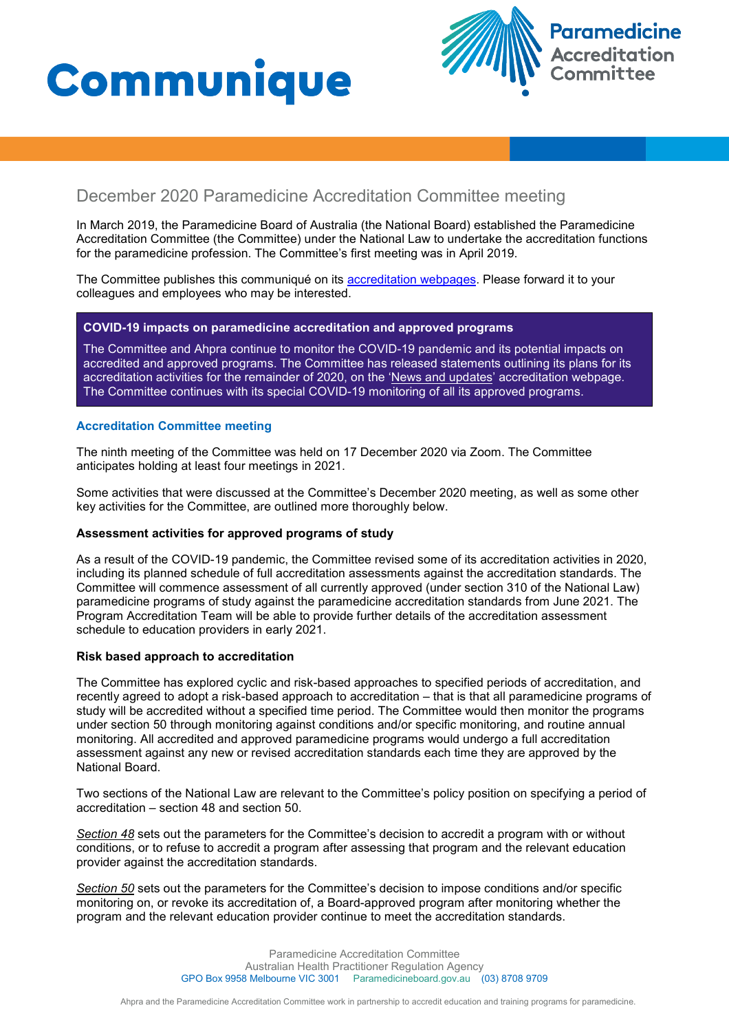# Communique

Paramedicine Accreditation Committee

## December 2020 Paramedicine Accreditation Committee meeting

In March 2019, the Paramedicine Board of Australia (the National Board) established the Paramedicine Accreditation Committee (the Committee) under the National Law to undertake the accreditation functions for the paramedicine profession. The Committee's first meeting was in April 2019.

The Committee publishes this communiqué on its [accreditation webpages](). Please forward it to your colleagues and employees who may be interested.

> **COVID-19 impacts on paramedicine accreditation and approved programs**
>
> The Committee and Ahpra continue to monitor the COVID-19 pandemic and its potential impacts on accredited and approved programs. The Committee has released statements outlining its plans for its accreditation activities for the remainder of 2020, on the '[News and updates]()' accreditation webpage. The Committee continues with its special COVID-19 monitoring of all its approved programs.

### Accreditation Committee meeting

The ninth meeting of the Committee was held on 17 December 2020 via Zoom. The Committee anticipates holding at least four meetings in 2021.

Some activities that were discussed at the Committee's December 2020 meeting, as well as some other key activities for the Committee, are outlined more thoroughly below.

#### Assessment activities for approved programs of study

As a result of the COVID-19 pandemic, the Committee revised some of its accreditation activities in 2020, including its planned schedule of full accreditation assessments against the accreditation standards. The Committee will commence assessment of all currently approved (under section 310 of the National Law) paramedicine programs of study against the paramedicine accreditation standards from June 2021. The Program Accreditation Team will be able to provide further details of the accreditation assessment schedule to education providers in early 2021.

#### Risk based approach to accreditation

The Committee has explored cyclic and risk-based approaches to specified periods of accreditation, and recently agreed to adopt a risk-based approach to accreditation – that is that all paramedicine programs of study will be accredited without a specified time period. The Committee would then monitor the programs under section 50 through monitoring against conditions and/or specific monitoring, and routine annual monitoring. All accredited and approved paramedicine programs would undergo a full accreditation assessment against any new or revised accreditation standards each time they are approved by the National Board.

Two sections of the National Law are relevant to the Committee's policy position on specifying a period of accreditation – section 48 and section 50.

*Section 48* sets out the parameters for the Committee's decision to accredit a program with or without conditions, or to refuse to accredit a program after assessing that program and the relevant education provider against the accreditation standards.

*Section 50* sets out the parameters for the Committee's decision to impose conditions and/or specific monitoring on, or revoke its accreditation of, a Board-approved program after monitoring whether the program and the relevant education provider continue to meet the accreditation standards.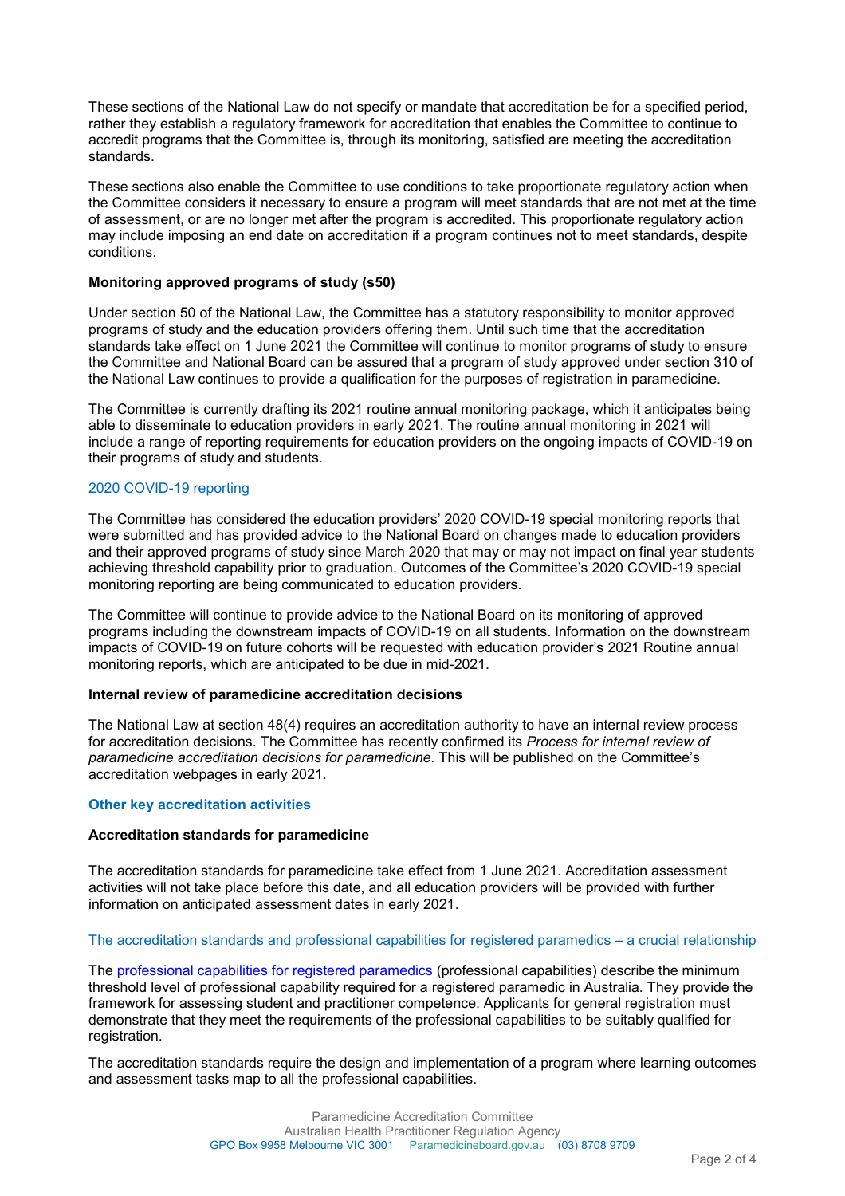These sections of the National Law do not specify or mandate that accreditation be for a specified period, rather they establish a regulatory framework for accreditation that enables the Committee to continue to accredit programs that the Committee is, through its monitoring, satisfied are meeting the accreditation standards.

These sections also enable the Committee to use conditions to take proportionate regulatory action when the Committee considers it necessary to ensure a program will meet standards that are not met at the time of assessment, or are no longer met after the program is accredited. This proportionate regulatory action may include imposing an end date on accreditation if a program continues not to meet standards, despite conditions.

**Monitoring approved programs of study (s50)**

Under section 50 of the National Law, the Committee has a statutory responsibility to monitor approved programs of study and the education providers offering them. Until such time that the accreditation standards take effect on 1 June 2021 the Committee will continue to monitor programs of study to ensure the Committee and National Board can be assured that a program of study approved under section 310 of the National Law continues to provide a qualification for the purposes of registration in paramedicine.

The Committee is currently drafting its 2021 routine annual monitoring package, which it anticipates being able to disseminate to education providers in early 2021. The routine annual monitoring in 2021 will include a range of reporting requirements for education providers on the ongoing impacts of COVID-19 on their programs of study and students.

#### 2020 COVID-19 reporting

The Committee has considered the education providers' 2020 COVID-19 special monitoring reports that were submitted and has provided advice to the National Board on changes made to education providers and their approved programs of study since March 2020 that may or may not impact on final year students achieving threshold capability prior to graduation. Outcomes of the Committee's 2020 COVID-19 special monitoring reporting are being communicated to education providers.

The Committee will continue to provide advice to the National Board on its monitoring of approved programs including the downstream impacts of COVID-19 on all students. Information on the downstream impacts of COVID-19 on future cohorts will be requested with education provider's 2021 Routine annual monitoring reports, which are anticipated to be due in mid-2021.

**Internal review of paramedicine accreditation decisions**

The National Law at section 48(4) requires an accreditation authority to have an internal review process for accreditation decisions. The Committee has recently confirmed its *Process for internal review of paramedicine accreditation decisions for paramedicine*. This will be published on the Committee's accreditation webpages in early 2021.

## Other key accreditation activities

**Accreditation standards for paramedicine**

The accreditation standards for paramedicine take effect from 1 June 2021. Accreditation assessment activities will not take place before this date, and all education providers will be provided with further information on anticipated assessment dates in early 2021.

#### The accreditation standards and professional capabilities for registered paramedics – a crucial relationship

The professional capabilities for registered paramedics (professional capabilities) describe the minimum threshold level of professional capability required for a registered paramedic in Australia. They provide the framework for assessing student and practitioner competence. Applicants for general registration must demonstrate that they meet the requirements of the professional capabilities to be suitably qualified for registration.

The accreditation standards require the design and implementation of a program where learning outcomes and assessment tasks map to all the professional capabilities.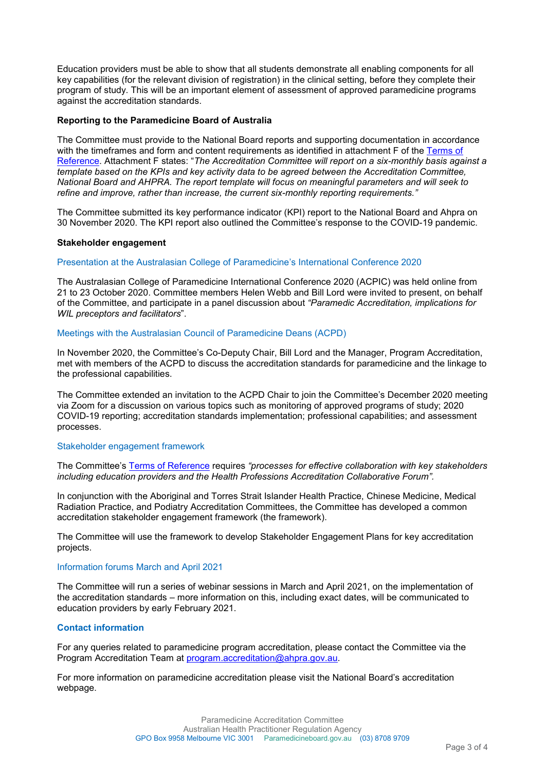Education providers must be able to show that all students demonstrate all enabling components for all key capabilities (for the relevant division of registration) in the clinical setting, before they complete their program of study. This will be an important element of assessment of approved paramedicine programs against the accreditation standards.

**Reporting to the Paramedicine Board of Australia**

The Committee must provide to the National Board reports and supporting documentation in accordance with the timeframes and form and content requirements as identified in attachment F of the Terms of Reference. Attachment F states: "*The Accreditation Committee will report on a six-monthly basis against a template based on the KPIs and key activity data to be agreed between the Accreditation Committee, National Board and AHPRA. The report template will focus on meaningful parameters and will seek to refine and improve, rather than increase, the current six-monthly reporting requirements.*"

The Committee submitted its key performance indicator (KPI) report to the National Board and Ahpra on 30 November 2020. The KPI report also outlined the Committee's response to the COVID-19 pandemic.

**Stakeholder engagement**

### Presentation at the Australasian College of Paramedicine's International Conference 2020

The Australasian College of Paramedicine International Conference 2020 (ACPIC) was held online from 21 to 23 October 2020. Committee members Helen Webb and Bill Lord were invited to present, on behalf of the Committee, and participate in a panel discussion about *"Paramedic Accreditation, implications for WIL preceptors and facilitators*".

### Meetings with the Australasian Council of Paramedicine Deans (ACPD)

In November 2020, the Committee's Co-Deputy Chair, Bill Lord and the Manager, Program Accreditation, met with members of the ACPD to discuss the accreditation standards for paramedicine and the linkage to the professional capabilities.

The Committee extended an invitation to the ACPD Chair to join the Committee's December 2020 meeting via Zoom for a discussion on various topics such as monitoring of approved programs of study; 2020 COVID-19 reporting; accreditation standards implementation; professional capabilities; and assessment processes.

### Stakeholder engagement framework

The Committee's Terms of Reference requires *"processes for effective collaboration with key stakeholders including education providers and the Health Professions Accreditation Collaborative Forum".*

In conjunction with the Aboriginal and Torres Strait Islander Health Practice, Chinese Medicine, Medical Radiation Practice, and Podiatry Accreditation Committees, the Committee has developed a common accreditation stakeholder engagement framework (the framework).

The Committee will use the framework to develop Stakeholder Engagement Plans for key accreditation projects.

### Information forums March and April 2021

The Committee will run a series of webinar sessions in March and April 2021, on the implementation of the accreditation standards – more information on this, including exact dates, will be communicated to education providers by early February 2021.

## Contact information

For any queries related to paramedicine program accreditation, please contact the Committee via the Program Accreditation Team at program.accreditation@ahpra.gov.au.

For more information on paramedicine accreditation please visit the National Board's accreditation webpage.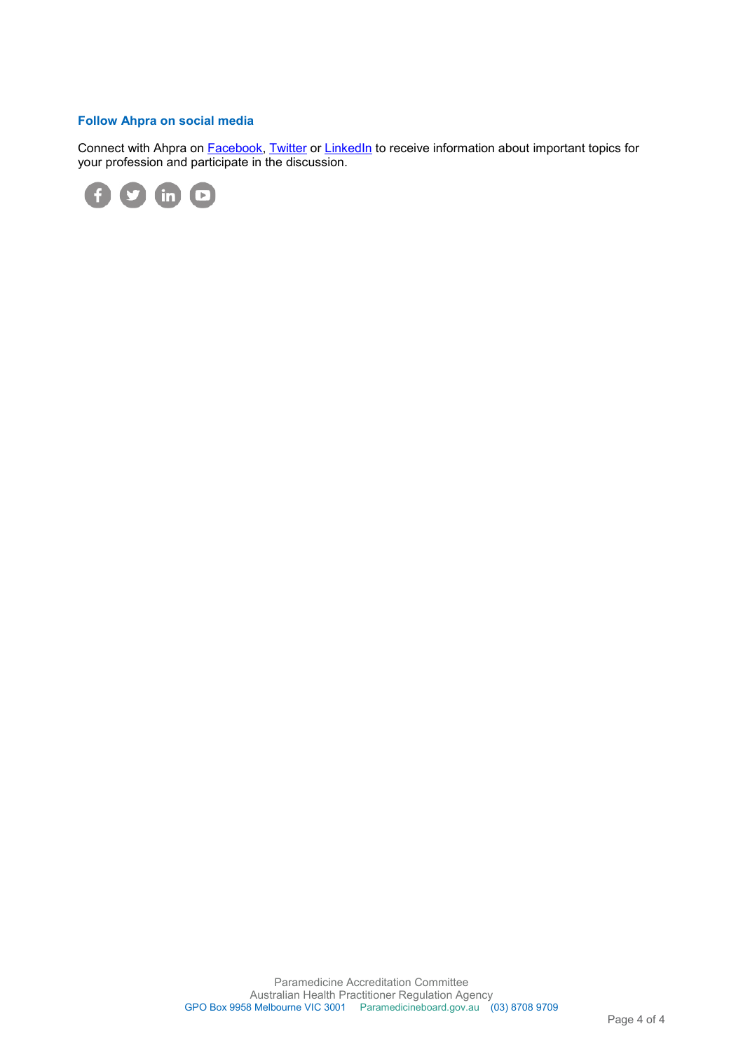### Follow Ahpra on social media

Connect with Ahpra on Facebook, Twitter or LinkedIn to receive information about important topics for your profession and participate in the discussion.